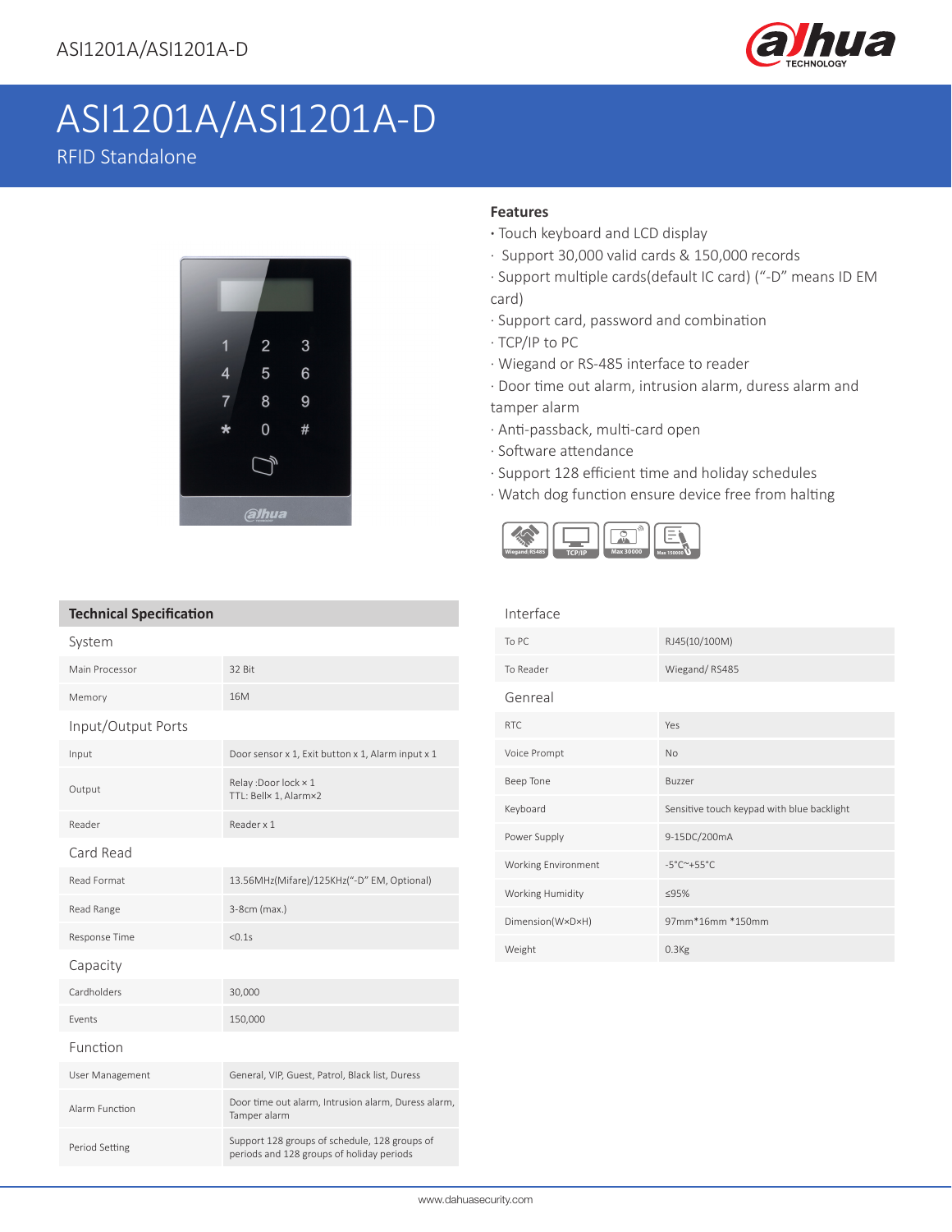# ASI1201A/ASI1201A-D

RFID Standalone

## Features

- Touch keyboard and LCD display
- Support 30,000 valid cards & 150,000 records
- Support multiple cards(default IC card) ("-D" means ID EM card)
- Support card, password and combination
- TCP/IP to PC
- Wiegand or RS-485 interface to reader
- Door time out alarm, intrusion alarm, duress alarm and tamper alarm
- Anti-passback, multi-card open
- Software attendance
- Support 128 efficient time and holiday schedules
- Watch dog function ensure device free from halting

## Technical Specification

### System

| | |
|---|---|
| Main Processor | 32 Bit |
| Memory | 16M |

### Input/Output Ports

| | |
|---|---|
| Input | Door sensor x 1, Exit button x 1, Alarm input x 1 |
| Output | Relay :Door lock × 1<br>TTL: Bell× 1, Alarm×2 |
| Reader | Reader x 1 |

### Card Read

| | |
|---|---|
| Read Format | 13.56MHz(Mifare)/125KHz("-D" EM, Optional) |
| Read Range | 3-8cm (max.) |
| Response Time | <0.1s |

### Capacity

| | |
|---|---|
| Cardholders | 30,000 |
| Events | 150,000 |

### Function

| | |
|---|---|
| User Management | General, VIP, Guest, Patrol, Black list, Duress |
| Alarm Function | Door time out alarm, Intrusion alarm, Duress alarm, Tamper alarm |
| Period Setting | Support 128 groups of schedule, 128 groups of periods and 128 groups of holiday periods |

### Interface

| | |
|---|---|
| To PC | RJ45(10/100M) |
| To Reader | Wiegand/ RS485 |

### Genreal

| | |
|---|---|
| RTC | Yes |
| Voice Prompt | No |
| Beep Tone | Buzzer |
| Keyboard | Sensitive touch keypad with blue backlight |
| Power Supply | 9-15DC/200mA |
| Working Environment | -5°C~+55°C |
| Working Humidity | ≤95% |
| Dimension(W×D×H) | 97mm*16mm *150mm |
| Weight | 0.3Kg |

www.dahuasecurity.com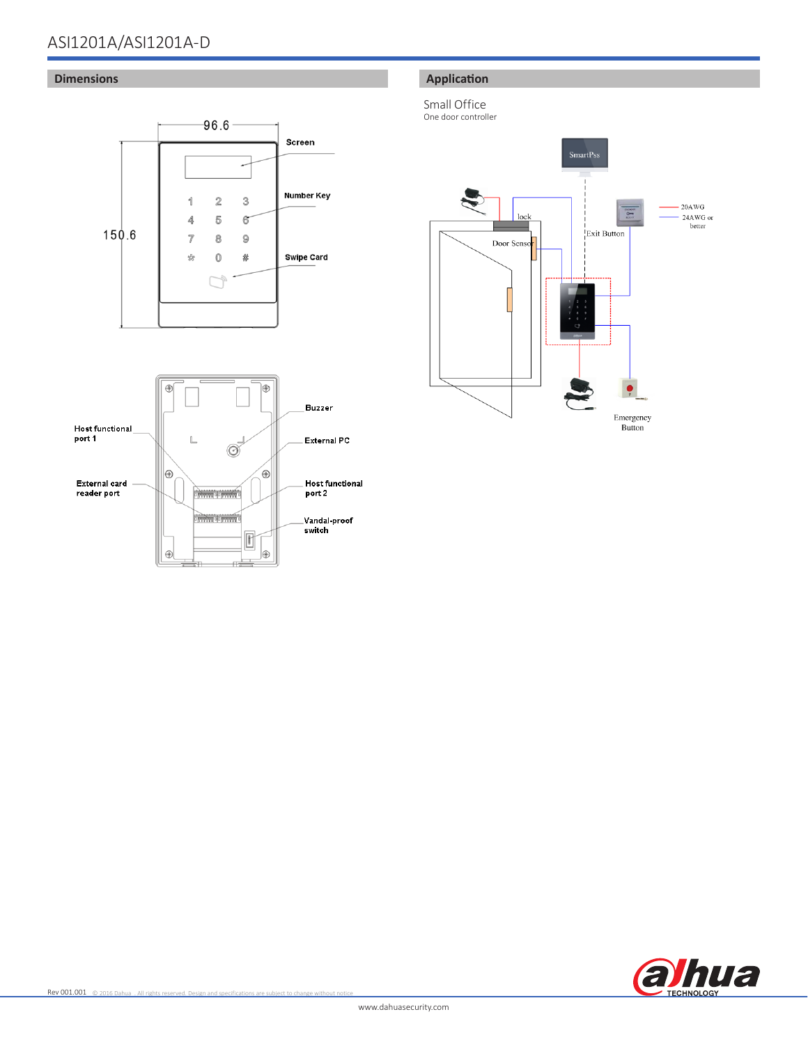## Dimensions

96.6

150.6

Screen

Number Key

Swipe Card

Buzzer

Host functional port 1

External PC

External card reader port

Host functional port 2

Vandal-proof switch

## Application

Small Office

One door controller

SmartPss

lock

Door Sensor

Exit Button

20AWG

24AWG or better

Emergency Button

Rev 001.001 © 2016 Dahua . All rights reserved. Design and specifications are subject to change without notice

www.dahuasecurity.com